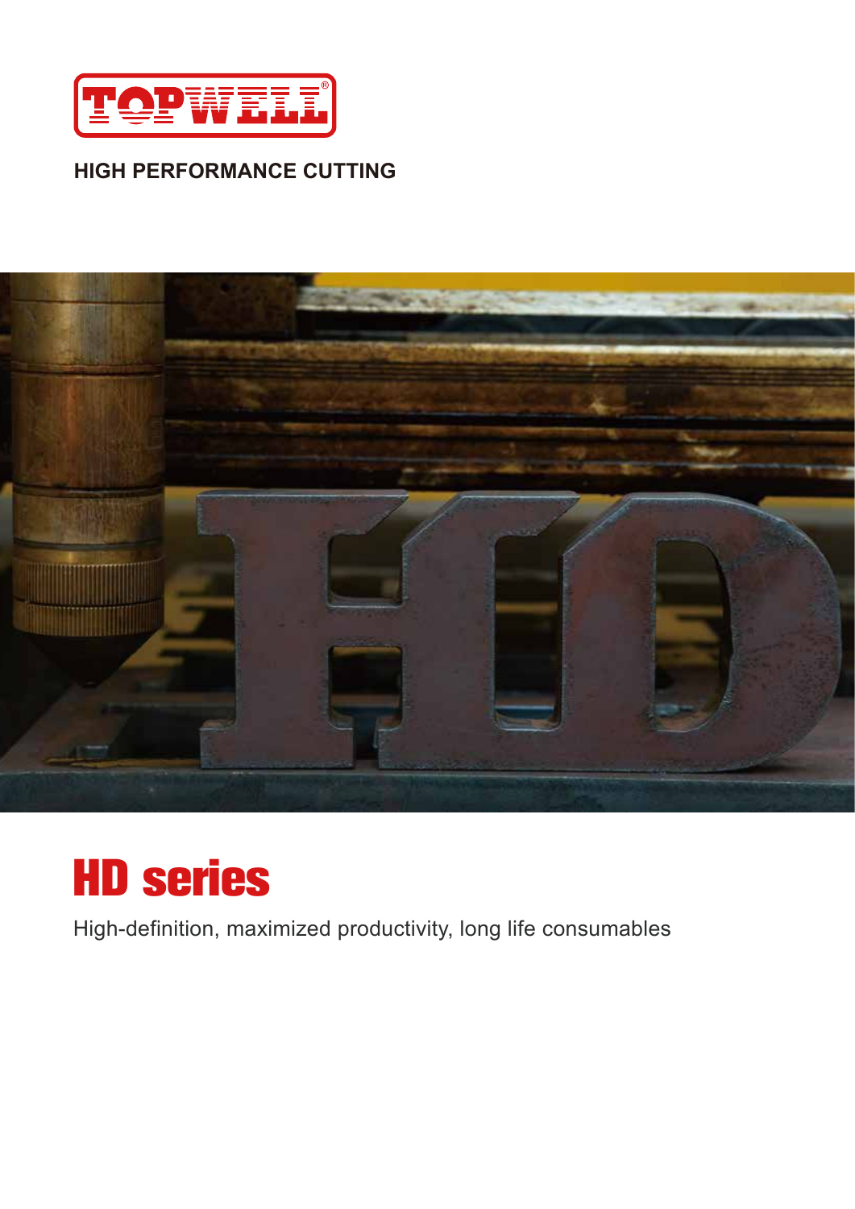TOPWELL®

**HIGH PERFORMANCE CUTTING**

# HD series

High-definition, maximized productivity, long life consumables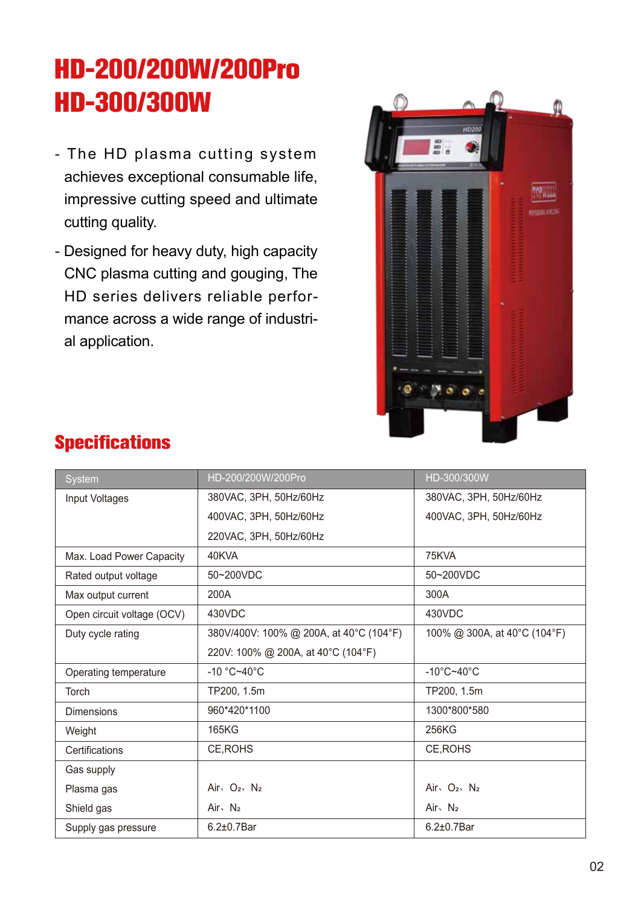# HD-200/200W/200Pro
# HD-300/300W

- The HD plasma cutting system achieves exceptional consumable life, impressive cutting speed and ultimate cutting quality.
- Designed for heavy duty, high capacity CNC plasma cutting and gouging, The HD series delivers reliable performance across a wide range of industrial application.

## Specifications

| System | HD-200/200W/200Pro | HD-300/300W |
|---|---|---|
| Input Voltages | 380VAC, 3PH, 50Hz/60Hz<br>400VAC, 3PH, 50Hz/60Hz<br>220VAC, 3PH, 50Hz/60Hz | 380VAC, 3PH, 50Hz/60Hz<br>400VAC, 3PH, 50Hz/60Hz |
| Max. Load Power Capacity | 40KVA | 75KVA |
| Rated output voltage | 50~200VDC | 50~200VDC |
| Max output current | 200A | 300A |
| Open circuit voltage (OCV) | 430VDC | 430VDC |
| Duty cycle rating | 380V/400V: 100% @ 200A, at 40°C (104°F)<br>220V: 100% @ 200A, at 40°C (104°F) | 100% @ 300A, at 40°C (104°F) |
| Operating temperature | -10 °C~40°C | -10°C~40°C |
| Torch | TP200, 1.5m | TP200, 1.5m |
| Dimensions | 960*420*1100 | 1300*800*580 |
| Weight | 165KG | 256KG |
| Certifications | CE,ROHS | CE,ROHS |
| Gas supply | | |
| Plasma gas | Air、$O_2$、$N_2$ | Air、$O_2$、$N_2$ |
| Shield gas | Air、$N_2$ | Air、$N_2$ |
| Supply gas pressure | 6.2±0.7Bar | 6.2±0.7Bar |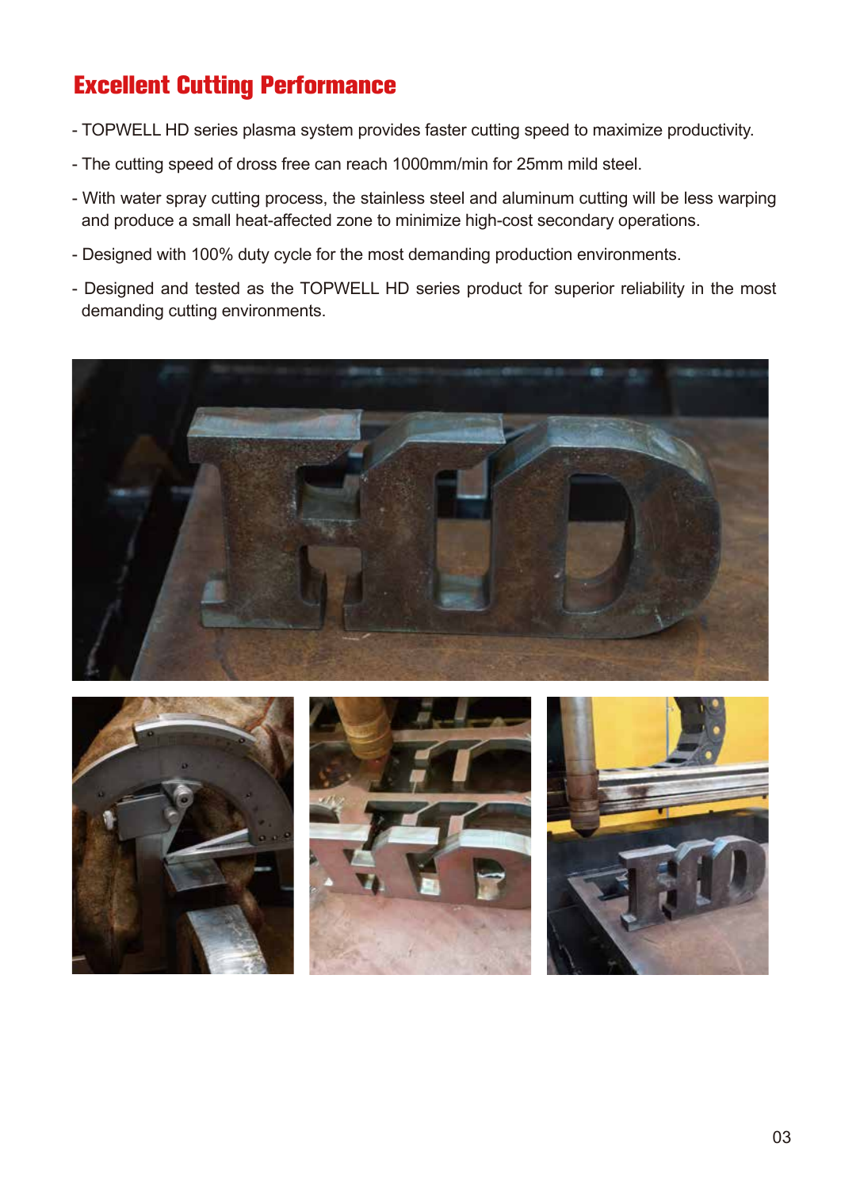## Excellent Cutting Performance

- TOPWELL HD series plasma system provides faster cutting speed to maximize productivity.
- The cutting speed of dross free can reach 1000mm/min for 25mm mild steel.
- With water spray cutting process, the stainless steel and aluminum cutting will be less warping and produce a small heat-affected zone to minimize high-cost secondary operations.
- Designed with 100% duty cycle for the most demanding production environments.
- Designed and tested as the TOPWELL HD series product for superior reliability in the most demanding cutting environments.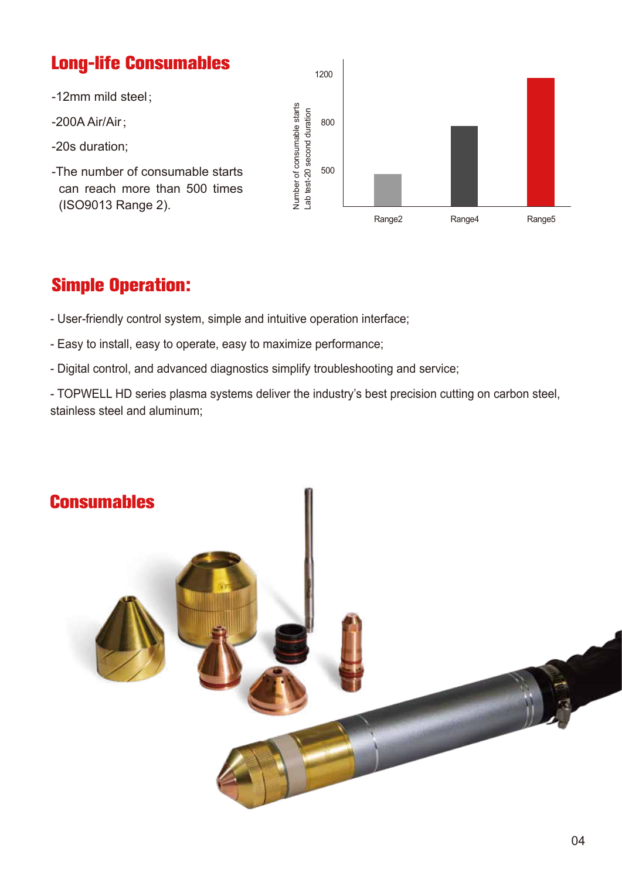## Long-life Consumables

-12mm mild steel;

-200A Air/Air;

-20s duration;

-The number of consumable starts can reach more than 500 times (ISO9013 Range 2).

## Simple Operation:

- User-friendly control system, simple and intuitive operation interface;

- Easy to install, easy to operate, easy to maximize performance;

- Digital control, and advanced diagnostics simplify troubleshooting and service;

- TOPWELL HD series plasma systems deliver the industry's best precision cutting on carbon steel, stainless steel and aluminum;

## Consumables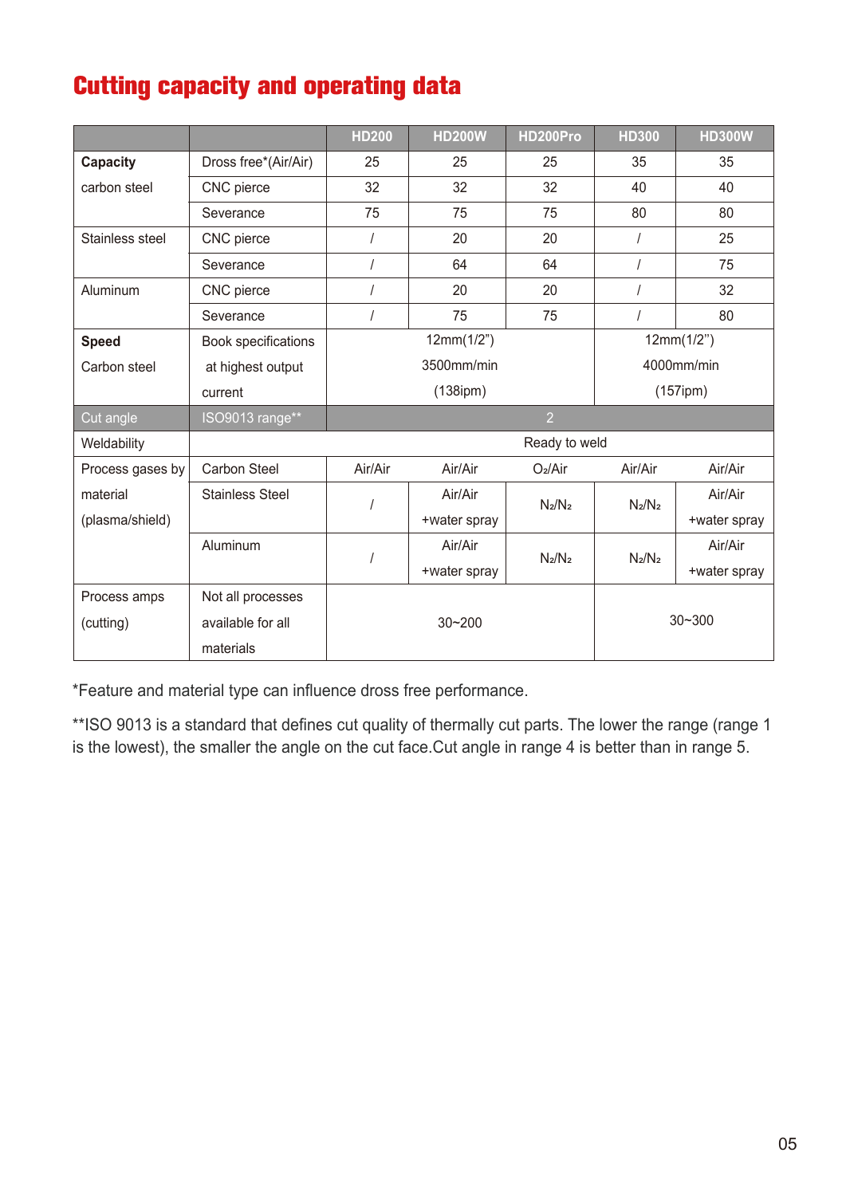# Cutting capacity and operating data

| | | HD200 | HD200W | HD200Pro | HD300 | HD300W |
|---|---|---|---|---|---|---|
| **Capacity** carbon steel | Dross free*(Air/Air) | 25 | 25 | 25 | 35 | 35 |
| | CNC pierce | 32 | 32 | 32 | 40 | 40 |
| | Severance | 75 | 75 | 75 | 80 | 80 |
| Stainless steel | CNC pierce | / | 20 | 20 | / | 25 |
| | Severance | / | 64 | 64 | / | 75 |
| Aluminum | CNC pierce | / | 20 | 20 | / | 32 |
| | Severance | / | 75 | 75 | / | 80 |
| **Speed** Carbon steel | Book specifications at highest output current | 12mm(1/2") 3500mm/min (138ipm) | | | 12mm(1/2") 4000mm/min (157ipm) | |
| Cut angle | ISO9013 range** | 2 | | | | |
| Weldability | | Ready to weld | | | | |
| Process gases by material (plasma/shield) | Carbon Steel | Air/Air | Air/Air | $O_2$/Air | Air/Air | Air/Air |
| | Stainless Steel | / | Air/Air +water spray | $N_2/N_2$ | $N_2/N_2$ | Air/Air +water spray |
| | Aluminum | / | Air/Air +water spray | $N_2/N_2$ | $N_2/N_2$ | Air/Air +water spray |
| Process amps (cutting) | Not all processes available for all materials | 30~200 | | | 30~300 | |

*Feature and material type can influence dross free performance.

**ISO 9013 is a standard that defines cut quality of thermally cut parts. The lower the range (range 1 is the lowest), the smaller the angle on the cut face.Cut angle in range 4 is better than in range 5.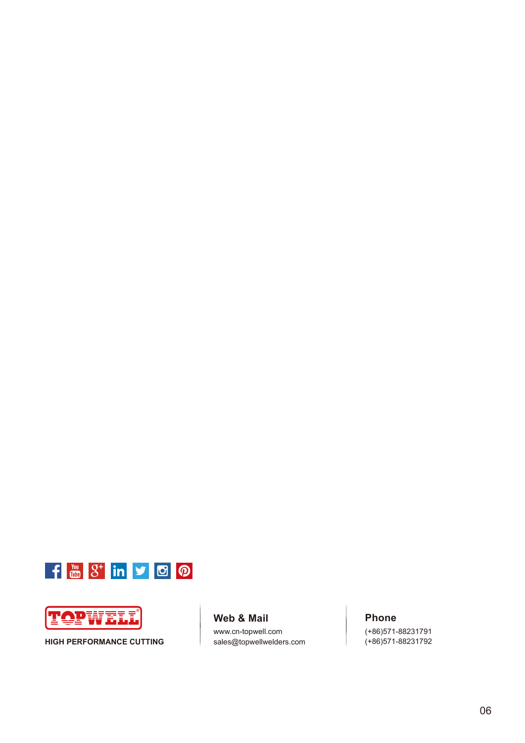TOPWELL

HIGH PERFORMANCE CUTTING

**Web & Mail**

www.cn-topwell.com
sales@topwellwelders.com

**Phone**

(+86)571-88231791
(+86)571-88231792